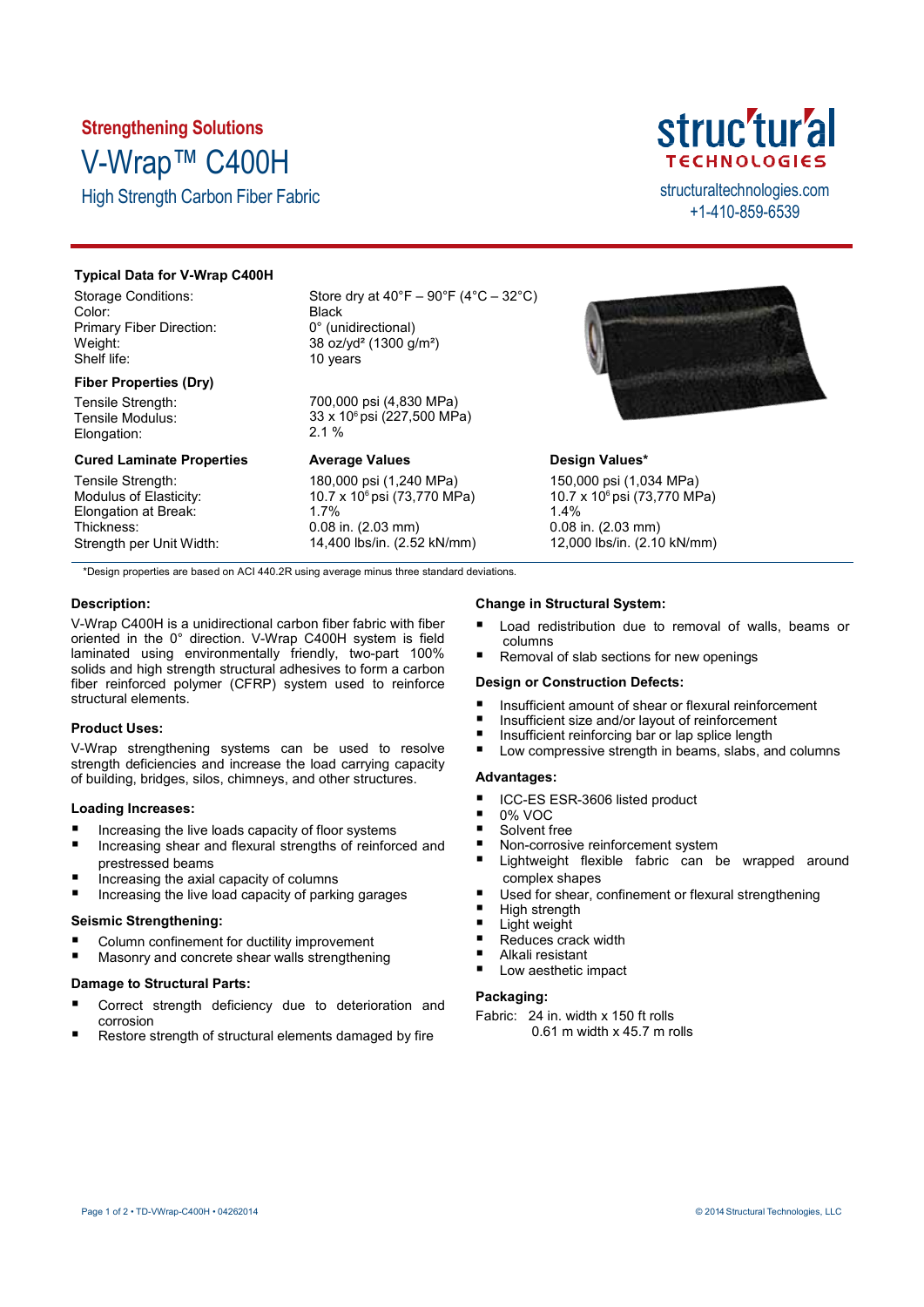**Strengthening Solutions**

# V-Wrap™ C400H

## High Strength Carbon Fiber Fabric

struc'tur'al TECHNOLOGIES
structuraltechnologies.com
+1-410-859-6539

### Typical Data for V-Wrap C400H

| | |
|---|---|
| Storage Conditions: | Store dry at 40°F – 90°F (4°C – 32°C) |
| Color: | Black |
| Primary Fiber Direction: | 0° (unidirectional) |
| Weight: | 38 oz/yd² (1300 g/m²) |
| Shelf life: | 10 years |

**Fiber Properties (Dry)**

| | |
|---|---|
| Tensile Strength: | 700,000 psi (4,830 MPa) |
| Tensile Modulus: | 33 x $10^6$ psi (227,500 MPa) |
| Elongation: | 2.1 % |

| Cured Laminate Properties | Average Values | Design Values* |
|---|---|---|
| Tensile Strength: | 180,000 psi (1,240 MPa) | 150,000 psi (1,034 MPa) |
| Modulus of Elasticity: | 10.7 x $10^6$ psi (73,770 MPa) | 10.7 x $10^6$ psi (73,770 MPa) |
| Elongation at Break: | 1.7% | 1.4% |
| Thickness: | 0.08 in. (2.03 mm) | 0.08 in. (2.03 mm) |
| Strength per Unit Width: | 14,400 lbs/in. (2.52 kN/mm) | 12,000 lbs/in. (2.10 kN/mm) |

*Design properties are based on ACI 440.2R using average minus three standard deviations.

### Description:

V-Wrap C400H is a unidirectional carbon fiber fabric with fiber oriented in the 0° direction. V-Wrap C400H system is field laminated using environmentally friendly, two-part 100% solids and high strength structural adhesives to form a carbon fiber reinforced polymer (CFRP) system used to reinforce structural elements.

### Product Uses:

V-Wrap strengthening systems can be used to resolve strength deficiencies and increase the load carrying capacity of building, bridges, silos, chimneys, and other structures.

### Loading Increases:

- Increasing the live loads capacity of floor systems
- Increasing shear and flexural strengths of reinforced and prestressed beams
- Increasing the axial capacity of columns
- Increasing the live load capacity of parking garages

### Seismic Strengthening:

- Column confinement for ductility improvement
- Masonry and concrete shear walls strengthening

### Damage to Structural Parts:

- Correct strength deficiency due to deterioration and corrosion
- Restore strength of structural elements damaged by fire

### Change in Structural System:

- Load redistribution due to removal of walls, beams or columns
- Removal of slab sections for new openings

### Design or Construction Defects:

- Insufficient amount of shear or flexural reinforcement
- Insufficient size and/or layout of reinforcement
- Insufficient reinforcing bar or lap splice length
- Low compressive strength in beams, slabs, and columns

### Advantages:

- ICC-ES ESR-3606 listed product
- 0% VOC
- Solvent free
- Non-corrosive reinforcement system
- Lightweight flexible fabric can be wrapped around complex shapes
- Used for shear, confinement or flexural strengthening
- High strength
- Light weight
- Reduces crack width
- Alkali resistant
- Low aesthetic impact

### Packaging:

Fabric: 24 in. width x 150 ft rolls
0.61 m width x 45.7 m rolls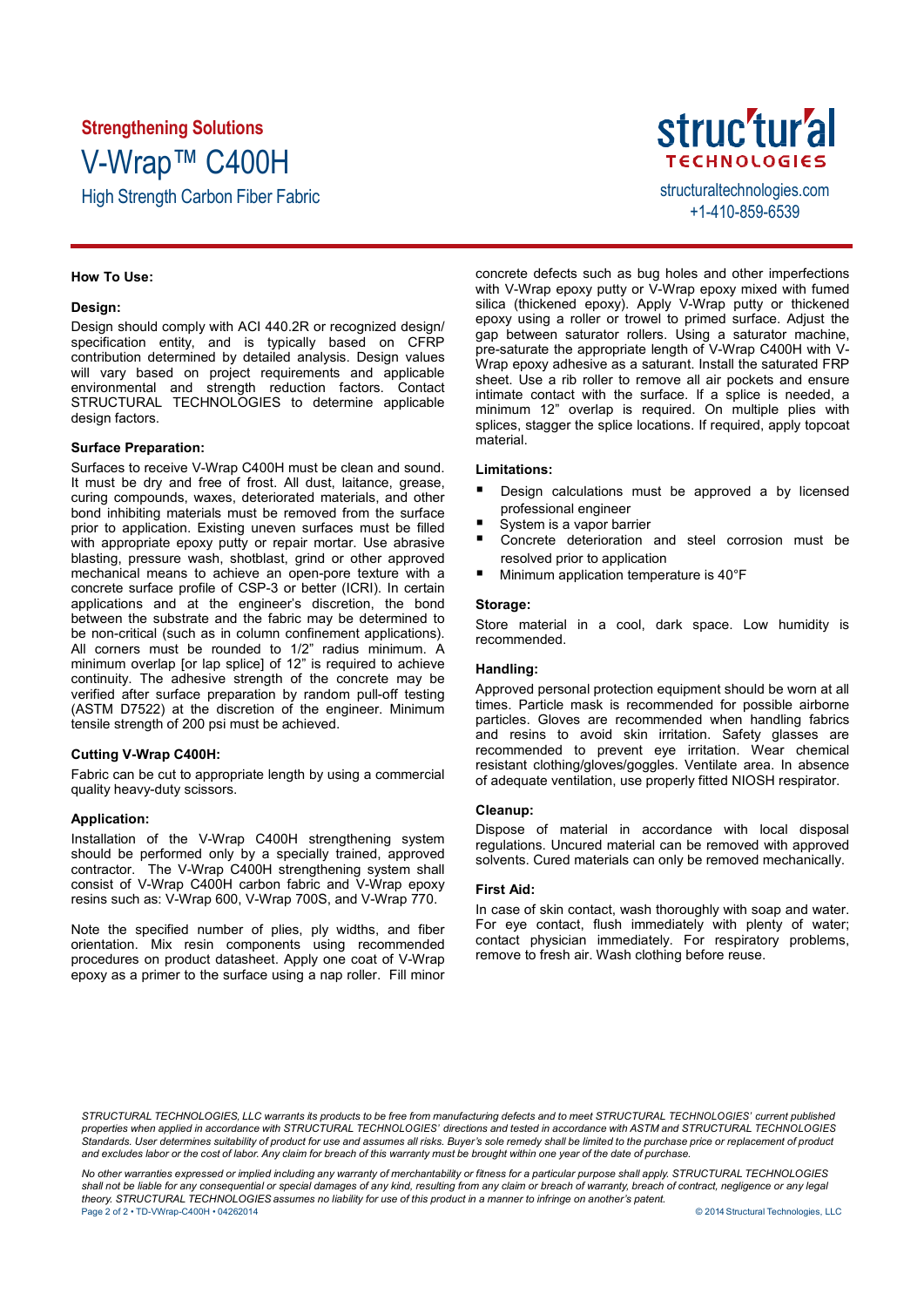# Strengthening Solutions

# V-Wrap™ C400H

## High Strength Carbon Fiber Fabric

structuraltechnologies.com
+1-410-859-6539

### How To Use:

#### Design:

Design should comply with ACI 440.2R or recognized design/ specification entity, and is typically based on CFRP contribution determined by detailed analysis. Design values will vary based on project requirements and applicable environmental and strength reduction factors. Contact STRUCTURAL TECHNOLOGIES to determine applicable design factors.

#### Surface Preparation:

Surfaces to receive V-Wrap C400H must be clean and sound. It must be dry and free of frost. All dust, laitance, grease, curing compounds, waxes, deteriorated materials, and other bond inhibiting materials must be removed from the surface prior to application. Existing uneven surfaces must be filled with appropriate epoxy putty or repair mortar. Use abrasive blasting, pressure wash, shotblast, grind or other approved mechanical means to achieve an open-pore texture with a concrete surface profile of CSP-3 or better (ICRI). In certain applications and at the engineer's discretion, the bond between the substrate and the fabric may be determined to be non-critical (such as in column confinement applications). All corners must be rounded to 1/2" radius minimum. A minimum overlap [or lap splice] of 12" is required to achieve continuity. The adhesive strength of the concrete may be verified after surface preparation by random pull-off testing (ASTM D7522) at the discretion of the engineer. Minimum tensile strength of 200 psi must be achieved.

#### Cutting V-Wrap C400H:

Fabric can be cut to appropriate length by using a commercial quality heavy-duty scissors.

#### Application:

Installation of the V-Wrap C400H strengthening system should be performed only by a specially trained, approved contractor. The V-Wrap C400H strengthening system shall consist of V-Wrap C400H carbon fabric and V-Wrap epoxy resins such as: V-Wrap 600, V-Wrap 700S, and V-Wrap 770.

Note the specified number of plies, ply widths, and fiber orientation. Mix resin components using recommended procedures on product datasheet. Apply one coat of V-Wrap epoxy as a primer to the surface using a nap roller. Fill minor concrete defects such as bug holes and other imperfections with V-Wrap epoxy putty or V-Wrap epoxy mixed with fumed silica (thickened epoxy). Apply V-Wrap putty or thickened epoxy using a roller or trowel to primed surface. Adjust the gap between saturator rollers. Using a saturator machine, pre-saturate the appropriate length of V-Wrap C400H with V-Wrap epoxy adhesive as a saturant. Install the saturated FRP sheet. Use a rib roller to remove all air pockets and ensure intimate contact with the surface. If a splice is needed, a minimum 12" overlap is required. On multiple plies with splices, stagger the splice locations. If required, apply topcoat material.

#### Limitations:

- Design calculations must be approved a by licensed professional engineer
- System is a vapor barrier
- Concrete deterioration and steel corrosion must be resolved prior to application
- Minimum application temperature is 40°F

#### Storage:

Store material in a cool, dark space. Low humidity is recommended.

#### Handling:

Approved personal protection equipment should be worn at all times. Particle mask is recommended for possible airborne particles. Gloves are recommended when handling fabrics and resins to avoid skin irritation. Safety glasses are recommended to prevent eye irritation. Wear chemical resistant clothing/gloves/goggles. Ventilate area. In absence of adequate ventilation, use properly fitted NIOSH respirator.

#### Cleanup:

Dispose of material in accordance with local disposal regulations. Uncured material can be removed with approved solvents. Cured materials can only be removed mechanically.

#### First Aid:

In case of skin contact, wash thoroughly with soap and water. For eye contact, flush immediately with plenty of water; contact physician immediately. For respiratory problems, remove to fresh air. Wash clothing before reuse.

*STRUCTURAL TECHNOLOGIES, LLC warrants its products to be free from manufacturing defects and to meet STRUCTURAL TECHNOLOGIES' current published properties when applied in accordance with STRUCTURAL TECHNOLOGIES' directions and tested in accordance with ASTM and STRUCTURAL TECHNOLOGIES Standards. User determines suitability of product for use and assumes all risks. Buyer's sole remedy shall be limited to the purchase price or replacement of product and excludes labor or the cost of labor. Any claim for breach of this warranty must be brought within one year of the date of purchase.*

*No other warranties expressed or implied including any warranty of merchantability or fitness for a particular purpose shall apply. STRUCTURAL TECHNOLOGIES shall not be liable for any consequential or special damages of any kind, resulting from any claim or breach of warranty, breach of contract, negligence or any legal theory. STRUCTURAL TECHNOLOGIES assumes no liability for use of this product in a manner to infringe on another's patent.*

© 2014 Structural Technologies, LLC